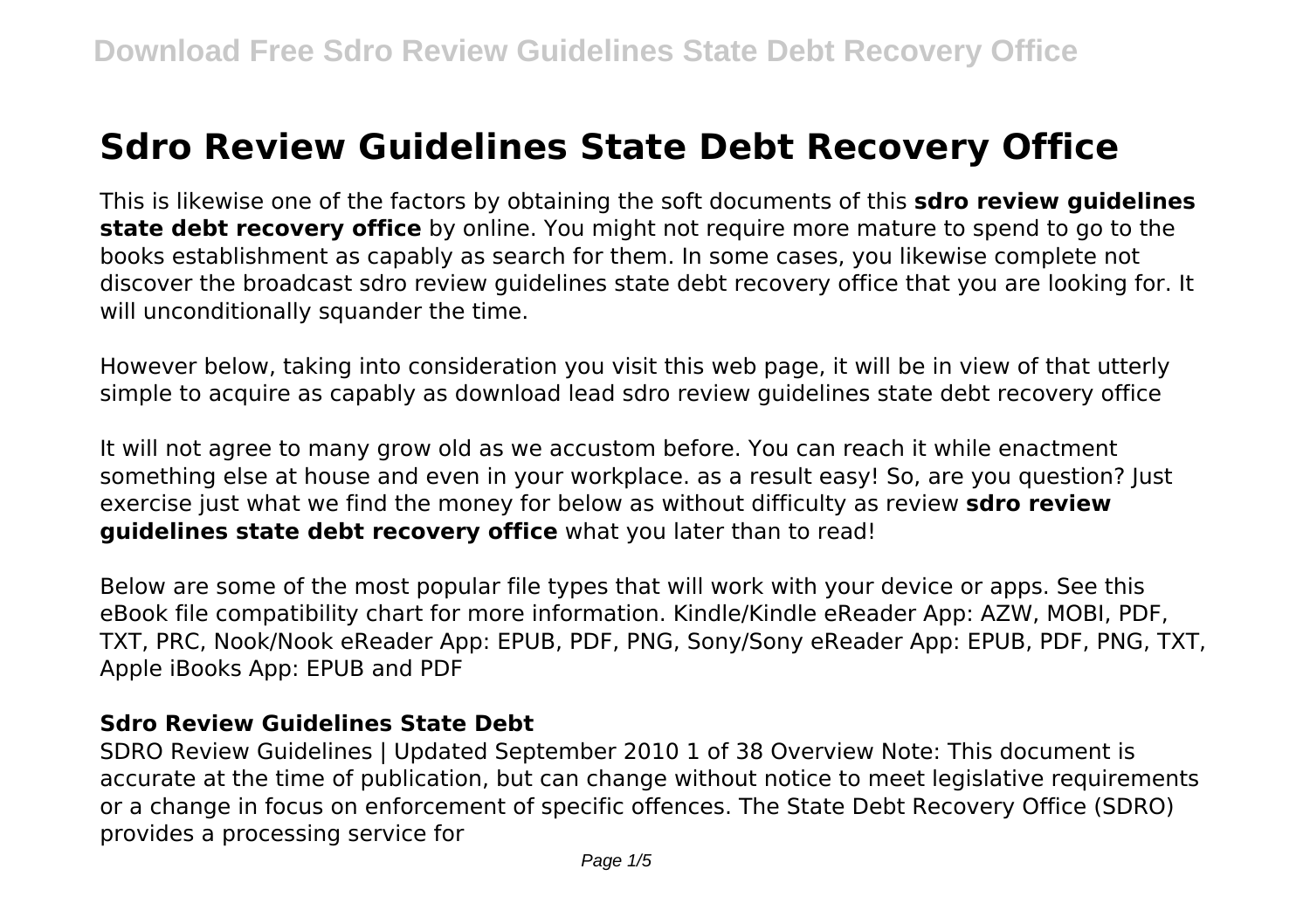# Sdro Review Guidelines State Debt Recovery Office

This is likewise one of the factors by obtaining the soft documents of this **sdro review guidelines state debt recovery office** by online. You might not require more mature to spend to go to the books establishment as capably as search for them. In some cases, you likewise complete not discover the broadcast sdro review guidelines state debt recovery office that you are looking for. It will unconditionally squander the time.

However below, taking into consideration you visit this web page, it will be in view of that utterly simple to acquire as capably as download lead sdro review guidelines state debt recovery office

It will not agree to many grow old as we accustom before. You can reach it while enactment something else at house and even in your workplace. as a result easy! So, are you question? Just exercise just what we find the money for below as without difficulty as review **sdro review guidelines state debt recovery office** what you later than to read!

Below are some of the most popular file types that will work with your device or apps. See this eBook file compatibility chart for more information. Kindle/Kindle eReader App: AZW, MOBI, PDF, TXT, PRC, Nook/Nook eReader App: EPUB, PDF, PNG, Sony/Sony eReader App: EPUB, PDF, PNG, TXT, Apple iBooks App: EPUB and PDF

## Sdro Review Guidelines State Debt

SDRO Review Guidelines | Updated September 2010 1 of 38 Overview Note: This document is accurate at the time of publication, but can change without notice to meet legislative requirements or a change in focus on enforcement of specific offences. The State Debt Recovery Office (SDRO) provides a processing service for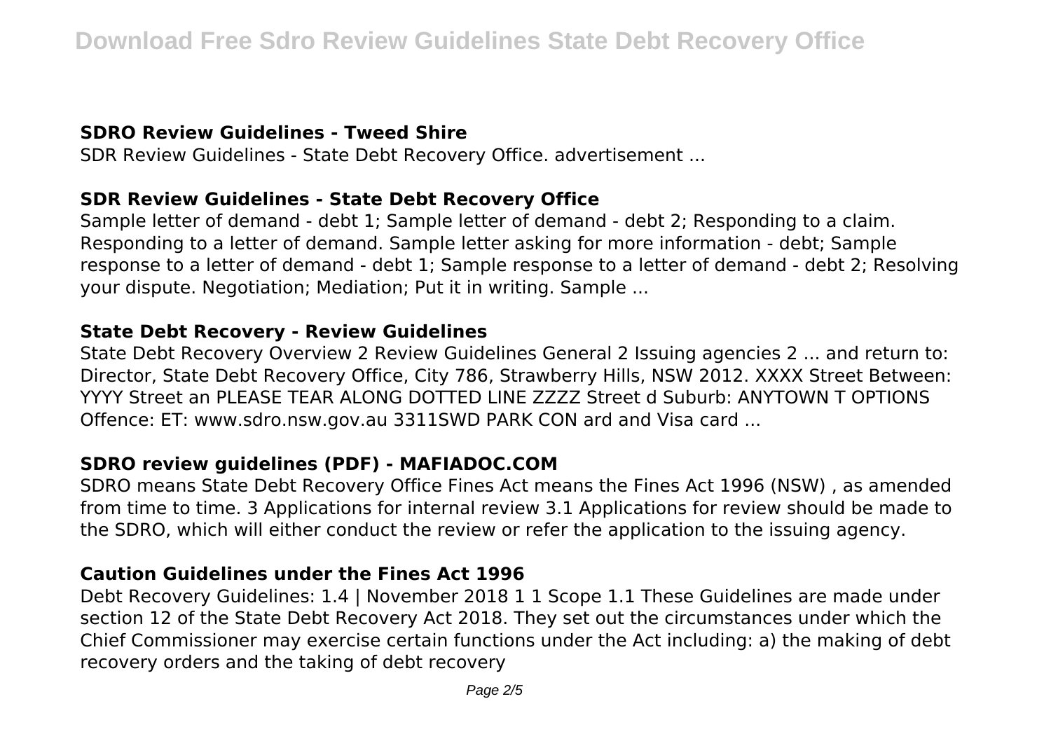### SDRO Review Guidelines - Tweed Shire

SDR Review Guidelines - State Debt Recovery Office. advertisement ...

### SDR Review Guidelines - State Debt Recovery Office

Sample letter of demand - debt 1; Sample letter of demand - debt 2; Responding to a claim. Responding to a letter of demand. Sample letter asking for more information - debt; Sample response to a letter of demand - debt 1; Sample response to a letter of demand - debt 2; Resolving your dispute. Negotiation; Mediation; Put it in writing. Sample ...

### State Debt Recovery - Review Guidelines

State Debt Recovery Overview 2 Review Guidelines General 2 Issuing agencies 2 ... and return to: Director, State Debt Recovery Office, City 786, Strawberry Hills, NSW 2012. XXXX Street Between: YYYY Street an PLEASE TEAR ALONG DOTTED LINE ZZZZ Street d Suburb: ANYTOWN T OPTIONS Offence: ET: www.sdro.nsw.gov.au 3311SWD PARK CON ard and Visa card ...

### SDRO review guidelines (PDF) - MAFIADOC.COM

SDRO means State Debt Recovery Office Fines Act means the Fines Act 1996 (NSW) , as amended from time to time. 3 Applications for internal review 3.1 Applications for review should be made to the SDRO, which will either conduct the review or refer the application to the issuing agency.

### Caution Guidelines under the Fines Act 1996

Debt Recovery Guidelines: 1.4 | November 2018 1 1 Scope 1.1 These Guidelines are made under section 12 of the State Debt Recovery Act 2018. They set out the circumstances under which the Chief Commissioner may exercise certain functions under the Act including: a) the making of debt recovery orders and the taking of debt recovery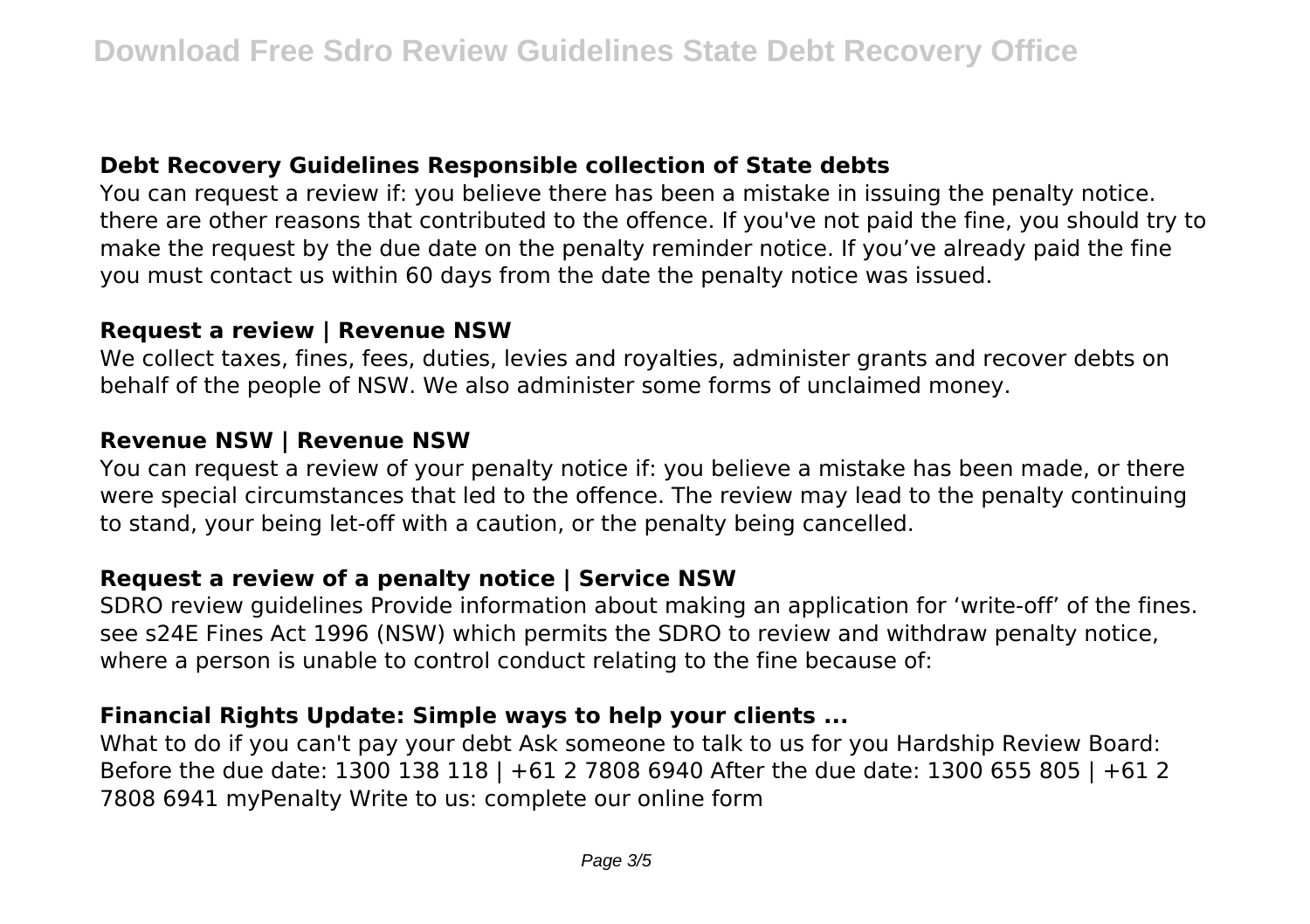### Debt Recovery Guidelines Responsible collection of State debts

You can request a review if: you believe there has been a mistake in issuing the penalty notice. there are other reasons that contributed to the offence. If you've not paid the fine, you should try to make the request by the due date on the penalty reminder notice. If you've already paid the fine you must contact us within 60 days from the date the penalty notice was issued.

### Request a review | Revenue NSW

We collect taxes, fines, fees, duties, levies and royalties, administer grants and recover debts on behalf of the people of NSW. We also administer some forms of unclaimed money.

### Revenue NSW | Revenue NSW

You can request a review of your penalty notice if: you believe a mistake has been made, or there were special circumstances that led to the offence. The review may lead to the penalty continuing to stand, your being let-off with a caution, or the penalty being cancelled.

### Request a review of a penalty notice | Service NSW

SDRO review guidelines Provide information about making an application for 'write-off' of the fines. see s24E Fines Act 1996 (NSW) which permits the SDRO to review and withdraw penalty notice, where a person is unable to control conduct relating to the fine because of:

### Financial Rights Update: Simple ways to help your clients ...

What to do if you can't pay your debt Ask someone to talk to us for you Hardship Review Board: Before the due date: 1300 138 118 | +61 2 7808 6940 After the due date: 1300 655 805 | +61 2 7808 6941 myPenalty Write to us: complete our online form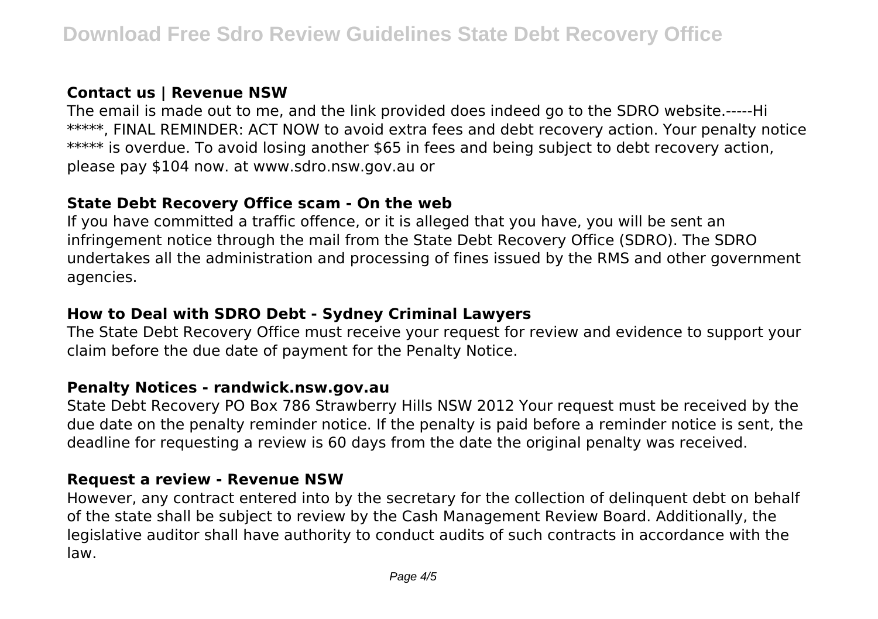### Contact us | Revenue NSW

The email is made out to me, and the link provided does indeed go to the SDRO website.-----Hi *****, FINAL REMINDER: ACT NOW to avoid extra fees and debt recovery action. Your penalty notice ***** is overdue. To avoid losing another $65 in fees and being subject to debt recovery action, please pay $104 now. at www.sdro.nsw.gov.au or

### State Debt Recovery Office scam - On the web

If you have committed a traffic offence, or it is alleged that you have, you will be sent an infringement notice through the mail from the State Debt Recovery Office (SDRO). The SDRO undertakes all the administration and processing of fines issued by the RMS and other government agencies.

### How to Deal with SDRO Debt - Sydney Criminal Lawyers

The State Debt Recovery Office must receive your request for review and evidence to support your claim before the due date of payment for the Penalty Notice.

### Penalty Notices - randwick.nsw.gov.au

State Debt Recovery PO Box 786 Strawberry Hills NSW 2012 Your request must be received by the due date on the penalty reminder notice. If the penalty is paid before a reminder notice is sent, the deadline for requesting a review is 60 days from the date the original penalty was received.

### Request a review - Revenue NSW

However, any contract entered into by the secretary for the collection of delinquent debt on behalf of the state shall be subject to review by the Cash Management Review Board. Additionally, the legislative auditor shall have authority to conduct audits of such contracts in accordance with the law.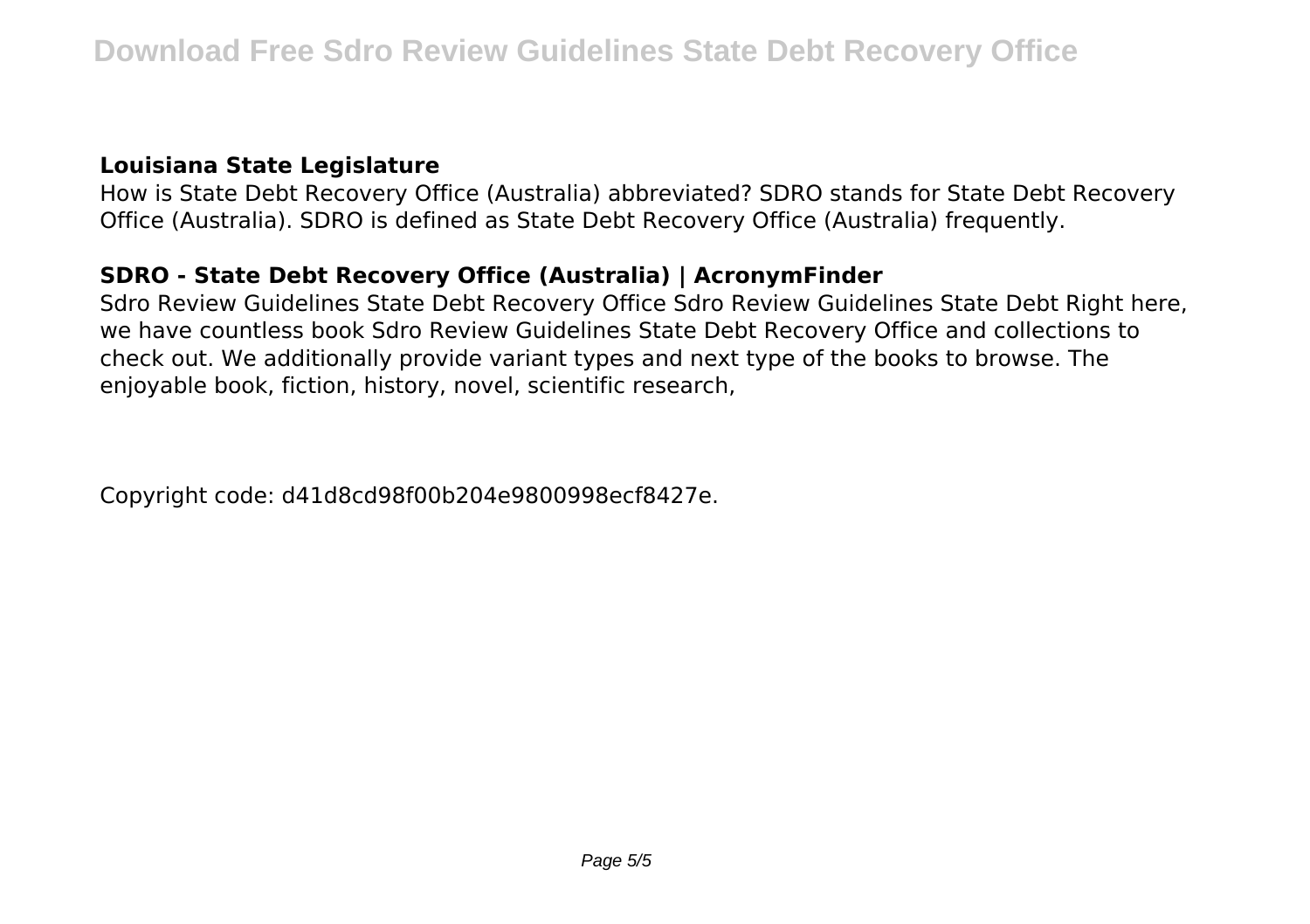### Louisiana State Legislature

How is State Debt Recovery Office (Australia) abbreviated? SDRO stands for State Debt Recovery Office (Australia). SDRO is defined as State Debt Recovery Office (Australia) frequently.

### SDRO - State Debt Recovery Office (Australia) | AcronymFinder

Sdro Review Guidelines State Debt Recovery Office Sdro Review Guidelines State Debt Right here, we have countless book Sdro Review Guidelines State Debt Recovery Office and collections to check out. We additionally provide variant types and next type of the books to browse. The enjoyable book, fiction, history, novel, scientific research,

Copyright code: d41d8cd98f00b204e9800998ecf8427e.